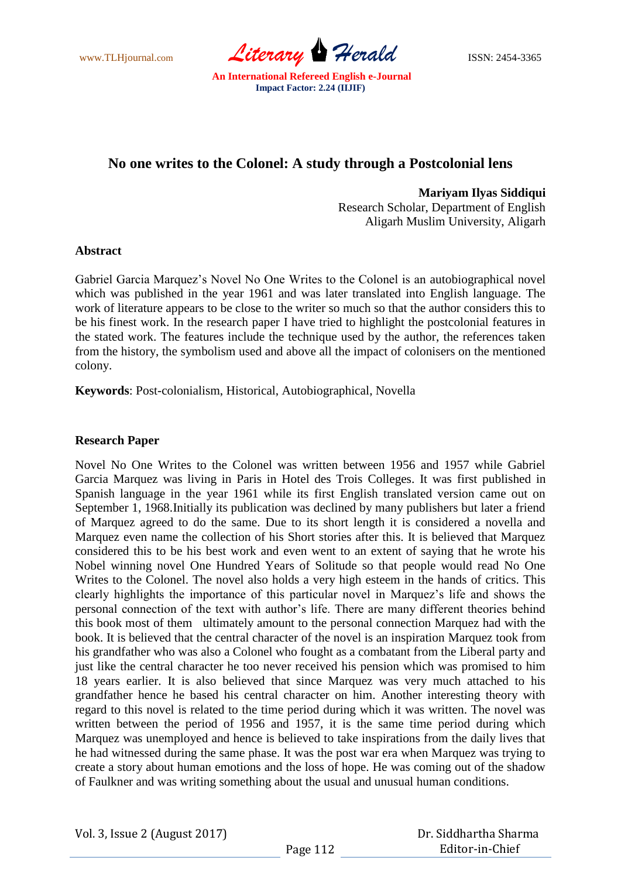# No one writes to the Colonel: A study through a Postcolonial lens

**Mariyam Ilyas Siddiqui**
Research Scholar, Department of English
Aligarh Muslim University, Aligarh

## Abstract

Gabriel Garcia Marquez's Novel No One Writes to the Colonel is an autobiographical novel which was published in the year 1961 and was later translated into English language. The work of literature appears to be close to the writer so much so that the author considers this to be his finest work. In the research paper I have tried to highlight the postcolonial features in the stated work. The features include the technique used by the author, the references taken from the history, the symbolism used and above all the impact of colonisers on the mentioned colony.

**Keywords**: Post-colonialism, Historical, Autobiographical, Novella

## Research Paper

Novel No One Writes to the Colonel was written between 1956 and 1957 while Gabriel Garcia Marquez was living in Paris in Hotel des Trois Colleges. It was first published in Spanish language in the year 1961 while its first English translated version came out on September 1, 1968.Initially its publication was declined by many publishers but later a friend of Marquez agreed to do the same. Due to its short length it is considered a novella and Marquez even name the collection of his Short stories after this. It is believed that Marquez considered this to be his best work and even went to an extent of saying that he wrote his Nobel winning novel One Hundred Years of Solitude so that people would read No One Writes to the Colonel. The novel also holds a very high esteem in the hands of critics. This clearly highlights the importance of this particular novel in Marquez's life and shows the personal connection of the text with author's life. There are many different theories behind this book most of them ultimately amount to the personal connection Marquez had with the book. It is believed that the central character of the novel is an inspiration Marquez took from his grandfather who was also a Colonel who fought as a combatant from the Liberal party and just like the central character he too never received his pension which was promised to him 18 years earlier. It is also believed that since Marquez was very much attached to his grandfather hence he based his central character on him. Another interesting theory with regard to this novel is related to the time period during which it was written. The novel was written between the period of 1956 and 1957, it is the same time period during which Marquez was unemployed and hence is believed to take inspirations from the daily lives that he had witnessed during the same phase. It was the post war era when Marquez was trying to create a story about human emotions and the loss of hope. He was coming out of the shadow of Faulkner and was writing something about the usual and unusual human conditions.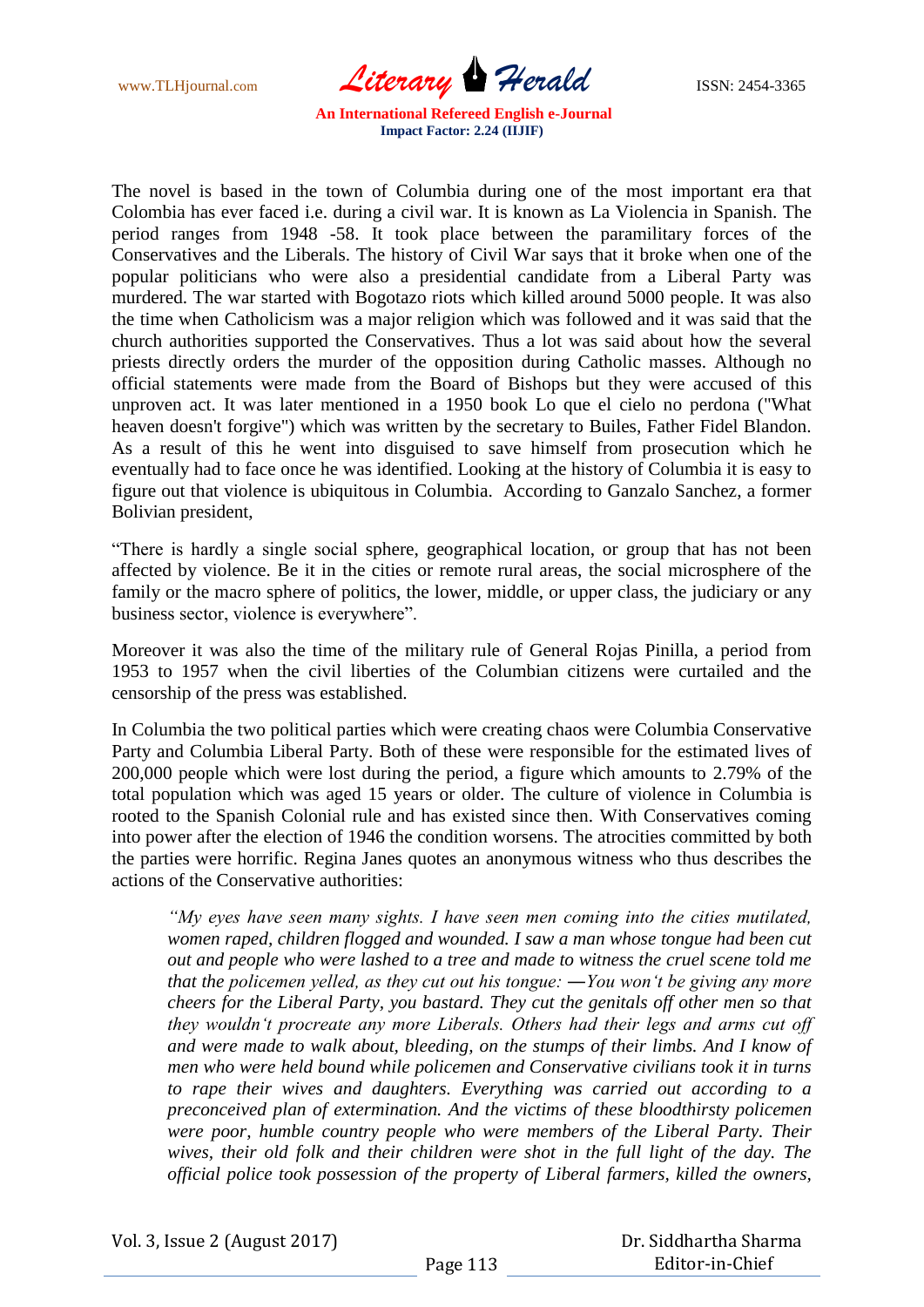The novel is based in the town of Columbia during one of the most important era that Colombia has ever faced i.e. during a civil war. It is known as La Violencia in Spanish. The period ranges from 1948 -58. It took place between the paramilitary forces of the Conservatives and the Liberals. The history of Civil War says that it broke when one of the popular politicians who were also a presidential candidate from a Liberal Party was murdered. The war started with Bogotazo riots which killed around 5000 people. It was also the time when Catholicism was a major religion which was followed and it was said that the church authorities supported the Conservatives. Thus a lot was said about how the several priests directly orders the murder of the opposition during Catholic masses. Although no official statements were made from the Board of Bishops but they were accused of this unproven act. It was later mentioned in a 1950 book Lo que el cielo no perdona ("What heaven doesn't forgive") which was written by the secretary to Builes, Father Fidel Blandon. As a result of this he went into disguised to save himself from prosecution which he eventually had to face once he was identified. Looking at the history of Columbia it is easy to figure out that violence is ubiquitous in Columbia. According to Ganzalo Sanchez, a former Bolivian president,

"There is hardly a single social sphere, geographical location, or group that has not been affected by violence. Be it in the cities or remote rural areas, the social microsphere of the family or the macro sphere of politics, the lower, middle, or upper class, the judiciary or any business sector, violence is everywhere".

Moreover it was also the time of the military rule of General Rojas Pinilla, a period from 1953 to 1957 when the civil liberties of the Columbian citizens were curtailed and the censorship of the press was established.

In Columbia the two political parties which were creating chaos were Columbia Conservative Party and Columbia Liberal Party. Both of these were responsible for the estimated lives of 200,000 people which were lost during the period, a figure which amounts to 2.79% of the total population which was aged 15 years or older. The culture of violence in Columbia is rooted to the Spanish Colonial rule and has existed since then. With Conservatives coming into power after the election of 1946 the condition worsens. The atrocities committed by both the parties were horrific. Regina Janes quotes an anonymous witness who thus describes the actions of the Conservative authorities:

> *"My eyes have seen many sights. I have seen men coming into the cities mutilated, women raped, children flogged and wounded. I saw a man whose tongue had been cut out and people who were lashed to a tree and made to witness the cruel scene told me that the policemen yelled, as they cut out his tongue: ―You won't be giving any more cheers for the Liberal Party, you bastard. They cut the genitals off other men so that they wouldn't procreate any more Liberals. Others had their legs and arms cut off and were made to walk about, bleeding, on the stumps of their limbs. And I know of men who were held bound while policemen and Conservative civilians took it in turns to rape their wives and daughters. Everything was carried out according to a preconceived plan of extermination. And the victims of these bloodthirsty policemen were poor, humble country people who were members of the Liberal Party. Their wives, their old folk and their children were shot in the full light of the day. The official police took possession of the property of Liberal farmers, killed the owners,*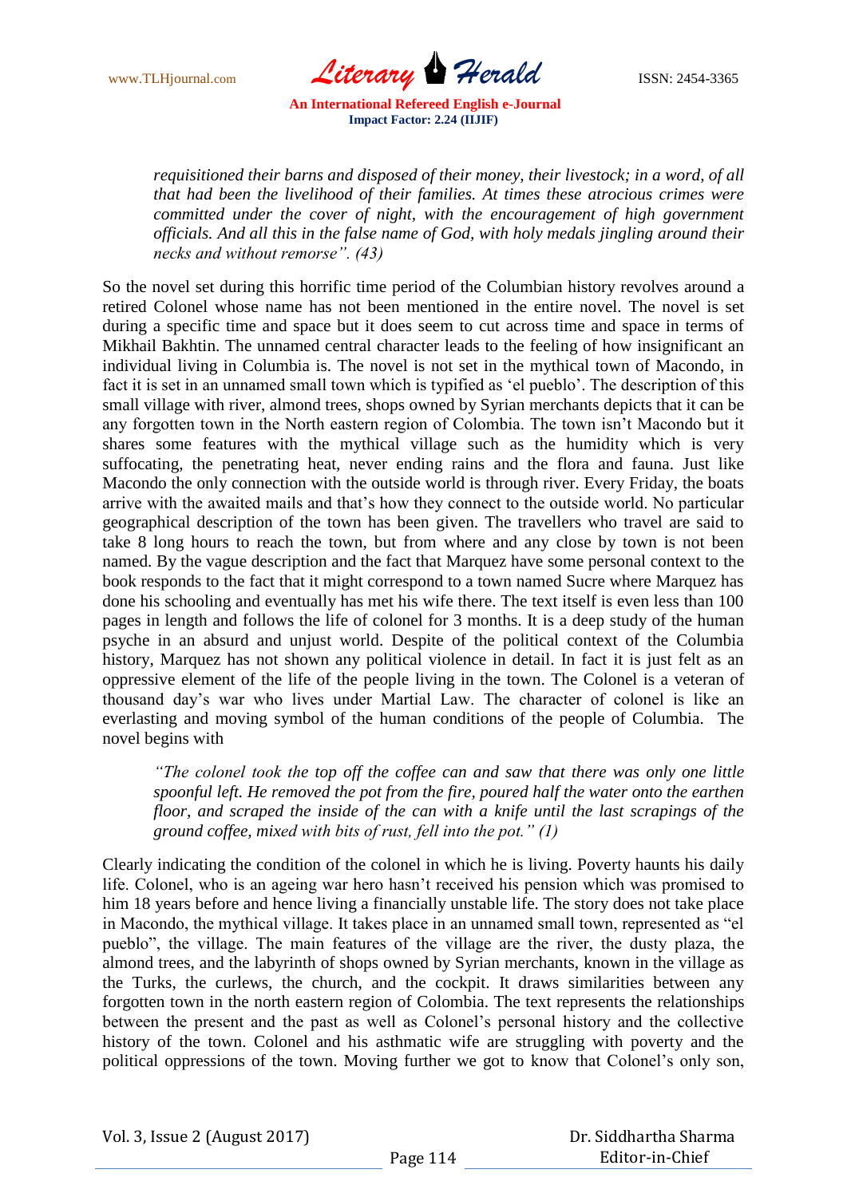*requisitioned their barns and disposed of their money, their livestock; in a word, of all that had been the livelihood of their families. At times these atrocious crimes were committed under the cover of night, with the encouragement of high government officials. And all this in the false name of God, with holy medals jingling around their necks and without remorse". (43)*

So the novel set during this horrific time period of the Columbian history revolves around a retired Colonel whose name has not been mentioned in the entire novel. The novel is set during a specific time and space but it does seem to cut across time and space in terms of Mikhail Bakhtin. The unnamed central character leads to the feeling of how insignificant an individual living in Columbia is. The novel is not set in the mythical town of Macondo, in fact it is set in an unnamed small town which is typified as 'el pueblo'. The description of this small village with river, almond trees, shops owned by Syrian merchants depicts that it can be any forgotten town in the North eastern region of Colombia. The town isn't Macondo but it shares some features with the mythical village such as the humidity which is very suffocating, the penetrating heat, never ending rains and the flora and fauna. Just like Macondo the only connection with the outside world is through river. Every Friday, the boats arrive with the awaited mails and that's how they connect to the outside world. No particular geographical description of the town has been given. The travellers who travel are said to take 8 long hours to reach the town, but from where and any close by town is not been named. By the vague description and the fact that Marquez have some personal context to the book responds to the fact that it might correspond to a town named Sucre where Marquez has done his schooling and eventually has met his wife there. The text itself is even less than 100 pages in length and follows the life of colonel for 3 months. It is a deep study of the human psyche in an absurd and unjust world. Despite of the political context of the Columbia history, Marquez has not shown any political violence in detail. In fact it is just felt as an oppressive element of the life of the people living in the town. The Colonel is a veteran of thousand day's war who lives under Martial Law. The character of colonel is like an everlasting and moving symbol of the human conditions of the people of Columbia. The novel begins with

*"The colonel took the top off the coffee can and saw that there was only one little spoonful left. He removed the pot from the fire, poured half the water onto the earthen floor, and scraped the inside of the can with a knife until the last scrapings of the ground coffee, mixed with bits of rust, fell into the pot." (1)*

Clearly indicating the condition of the colonel in which he is living. Poverty haunts his daily life. Colonel, who is an ageing war hero hasn't received his pension which was promised to him 18 years before and hence living a financially unstable life. The story does not take place in Macondo, the mythical village. It takes place in an unnamed small town, represented as "el pueblo", the village. The main features of the village are the river, the dusty plaza, the almond trees, and the labyrinth of shops owned by Syrian merchants, known in the village as the Turks, the curlews, the church, and the cockpit. It draws similarities between any forgotten town in the north eastern region of Colombia. The text represents the relationships between the present and the past as well as Colonel's personal history and the collective history of the town. Colonel and his asthmatic wife are struggling with poverty and the political oppressions of the town. Moving further we got to know that Colonel's only son,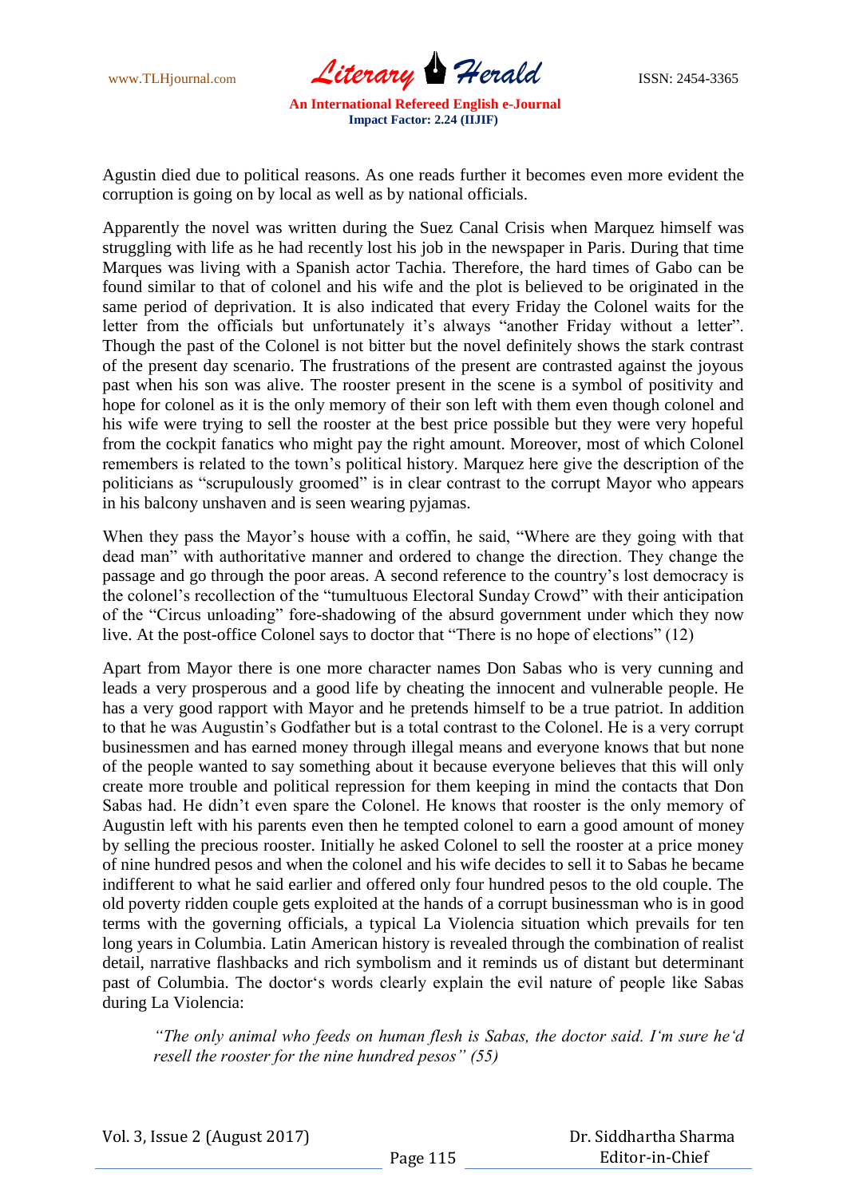Agustin died due to political reasons. As one reads further it becomes even more evident the corruption is going on by local as well as by national officials.

Apparently the novel was written during the Suez Canal Crisis when Marquez himself was struggling with life as he had recently lost his job in the newspaper in Paris. During that time Marques was living with a Spanish actor Tachia. Therefore, the hard times of Gabo can be found similar to that of colonel and his wife and the plot is believed to be originated in the same period of deprivation. It is also indicated that every Friday the Colonel waits for the letter from the officials but unfortunately it's always "another Friday without a letter". Though the past of the Colonel is not bitter but the novel definitely shows the stark contrast of the present day scenario. The frustrations of the present are contrasted against the joyous past when his son was alive. The rooster present in the scene is a symbol of positivity and hope for colonel as it is the only memory of their son left with them even though colonel and his wife were trying to sell the rooster at the best price possible but they were very hopeful from the cockpit fanatics who might pay the right amount. Moreover, most of which Colonel remembers is related to the town's political history. Marquez here give the description of the politicians as "scrupulously groomed" is in clear contrast to the corrupt Mayor who appears in his balcony unshaven and is seen wearing pyjamas.

When they pass the Mayor's house with a coffin, he said, "Where are they going with that dead man" with authoritative manner and ordered to change the direction. They change the passage and go through the poor areas. A second reference to the country's lost democracy is the colonel's recollection of the "tumultuous Electoral Sunday Crowd" with their anticipation of the "Circus unloading" fore-shadowing of the absurd government under which they now live. At the post-office Colonel says to doctor that "There is no hope of elections" (12)

Apart from Mayor there is one more character names Don Sabas who is very cunning and leads a very prosperous and a good life by cheating the innocent and vulnerable people. He has a very good rapport with Mayor and he pretends himself to be a true patriot. In addition to that he was Augustin's Godfather but is a total contrast to the Colonel. He is a very corrupt businessmen and has earned money through illegal means and everyone knows that but none of the people wanted to say something about it because everyone believes that this will only create more trouble and political repression for them keeping in mind the contacts that Don Sabas had. He didn't even spare the Colonel. He knows that rooster is the only memory of Augustin left with his parents even then he tempted colonel to earn a good amount of money by selling the precious rooster. Initially he asked Colonel to sell the rooster at a price money of nine hundred pesos and when the colonel and his wife decides to sell it to Sabas he became indifferent to what he said earlier and offered only four hundred pesos to the old couple. The old poverty ridden couple gets exploited at the hands of a corrupt businessman who is in good terms with the governing officials, a typical La Violencia situation which prevails for ten long years in Columbia. Latin American history is revealed through the combination of realist detail, narrative flashbacks and rich symbolism and it reminds us of distant but determinant past of Columbia. The doctor's words clearly explain the evil nature of people like Sabas during La Violencia:

> *"The only animal who feeds on human flesh is Sabas, the doctor said. I'm sure he'd resell the rooster for the nine hundred pesos" (55)*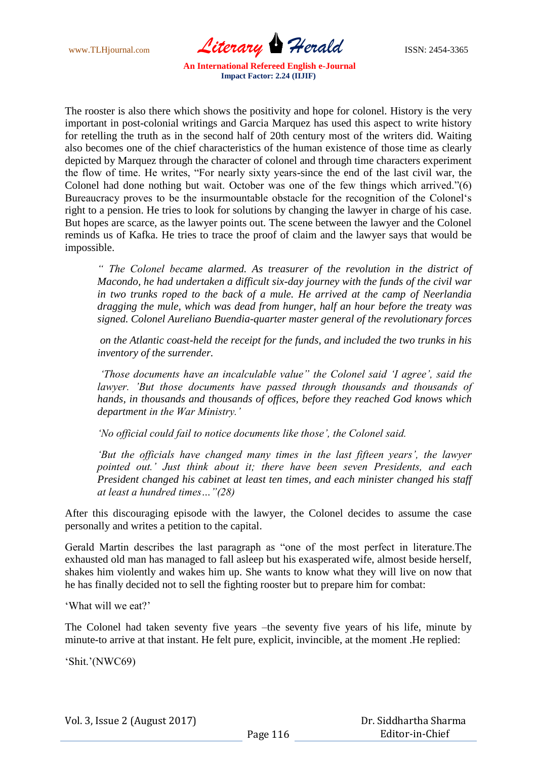The rooster is also there which shows the positivity and hope for colonel. History is the very important in post-colonial writings and Garcia Marquez has used this aspect to write history for retelling the truth as in the second half of 20th century most of the writers did. Waiting also becomes one of the chief characteristics of the human existence of those time as clearly depicted by Marquez through the character of colonel and through time characters experiment the flow of time. He writes, "For nearly sixty years-since the end of the last civil war, the Colonel had done nothing but wait. October was one of the few things which arrived."(6) Bureaucracy proves to be the insurmountable obstacle for the recognition of the Colonel's right to a pension. He tries to look for solutions by changing the lawyer in charge of his case. But hopes are scarce, as the lawyer points out. The scene between the lawyer and the Colonel reminds us of Kafka. He tries to trace the proof of claim and the lawyer says that would be impossible.

> *" The Colonel became alarmed. As treasurer of the revolution in the district of Macondo, he had undertaken a difficult six-day journey with the funds of the civil war in two trunks roped to the back of a mule. He arrived at the camp of Neerlandia dragging the mule, which was dead from hunger, half an hour before the treaty was signed. Colonel Aureliano Buendia-quarter master general of the revolutionary forces*
>
> *on the Atlantic coast-held the receipt for the funds, and included the two trunks in his inventory of the surrender.*
>
> *'Those documents have an incalculable value" the Colonel said 'I agree', said the lawyer. 'But those documents have passed through thousands and thousands of hands, in thousands and thousands of offices, before they reached God knows which department in the War Ministry.'*
>
> *'No official could fail to notice documents like those', the Colonel said.*
>
> *'But the officials have changed many times in the last fifteen years', the lawyer pointed out.' Just think about it; there have been seven Presidents, and each President changed his cabinet at least ten times, and each minister changed his staff at least a hundred times…"(28)*

After this discouraging episode with the lawyer, the Colonel decides to assume the case personally and writes a petition to the capital.

Gerald Martin describes the last paragraph as "one of the most perfect in literature.The exhausted old man has managed to fall asleep but his exasperated wife, almost beside herself, shakes him violently and wakes him up. She wants to know what they will live on now that he has finally decided not to sell the fighting rooster but to prepare him for combat:

'What will we eat?'

The Colonel had taken seventy five years –the seventy five years of his life, minute by minute-to arrive at that instant. He felt pure, explicit, invincible, at the moment .He replied:

'Shit.'(NWC69)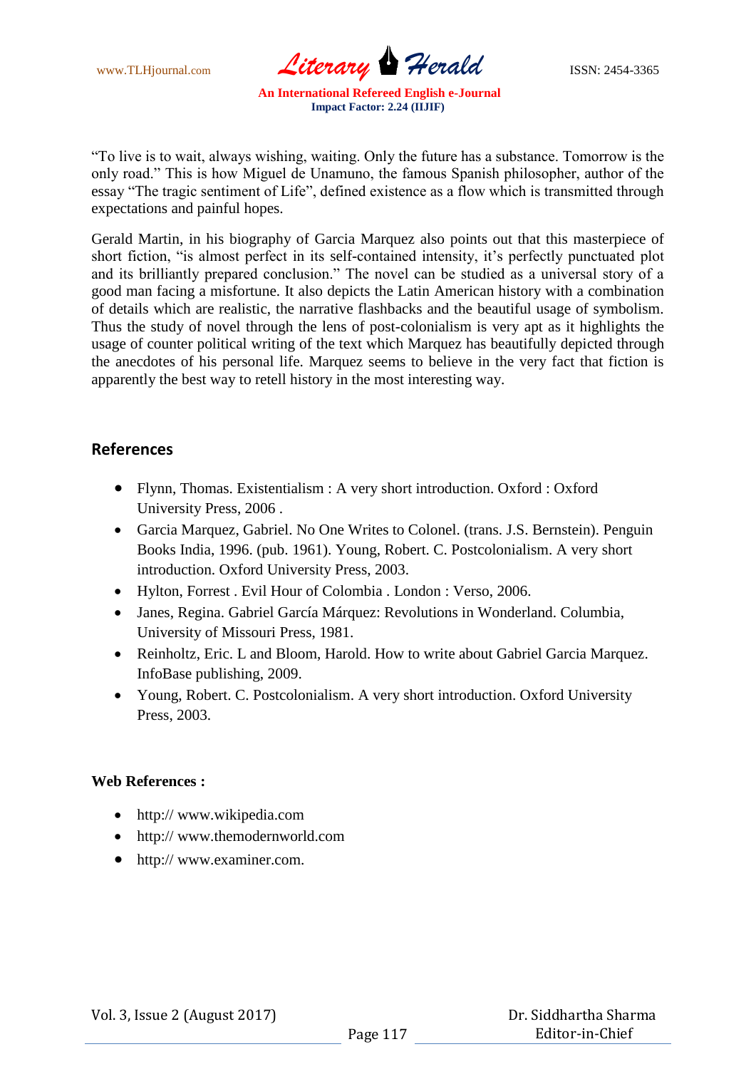"To live is to wait, always wishing, waiting. Only the future has a substance. Tomorrow is the only road." This is how Miguel de Unamuno, the famous Spanish philosopher, author of the essay "The tragic sentiment of Life", defined existence as a flow which is transmitted through expectations and painful hopes.

Gerald Martin, in his biography of Garcia Marquez also points out that this masterpiece of short fiction, "is almost perfect in its self-contained intensity, it's perfectly punctuated plot and its brilliantly prepared conclusion." The novel can be studied as a universal story of a good man facing a misfortune. It also depicts the Latin American history with a combination of details which are realistic, the narrative flashbacks and the beautiful usage of symbolism. Thus the study of novel through the lens of post-colonialism is very apt as it highlights the usage of counter political writing of the text which Marquez has beautifully depicted through the anecdotes of his personal life. Marquez seems to believe in the very fact that fiction is apparently the best way to retell history in the most interesting way.

## References

- Flynn, Thomas. Existentialism : A very short introduction. Oxford : Oxford University Press, 2006 .
- Garcia Marquez, Gabriel. No One Writes to Colonel. (trans. J.S. Bernstein). Penguin Books India, 1996. (pub. 1961). Young, Robert. C. Postcolonialism. A very short introduction. Oxford University Press, 2003.
- Hylton, Forrest . Evil Hour of Colombia . London : Verso, 2006.
- Janes, Regina. Gabriel García Márquez: Revolutions in Wonderland. Columbia, University of Missouri Press, 1981.
- Reinholtz, Eric. L and Bloom, Harold. How to write about Gabriel Garcia Marquez. InfoBase publishing, 2009.
- Young, Robert. C. Postcolonialism. A very short introduction. Oxford University Press, 2003.

**Web References :**

- http:// www.wikipedia.com
- http:// www.themodernworld.com
- http:// www.examiner.com.